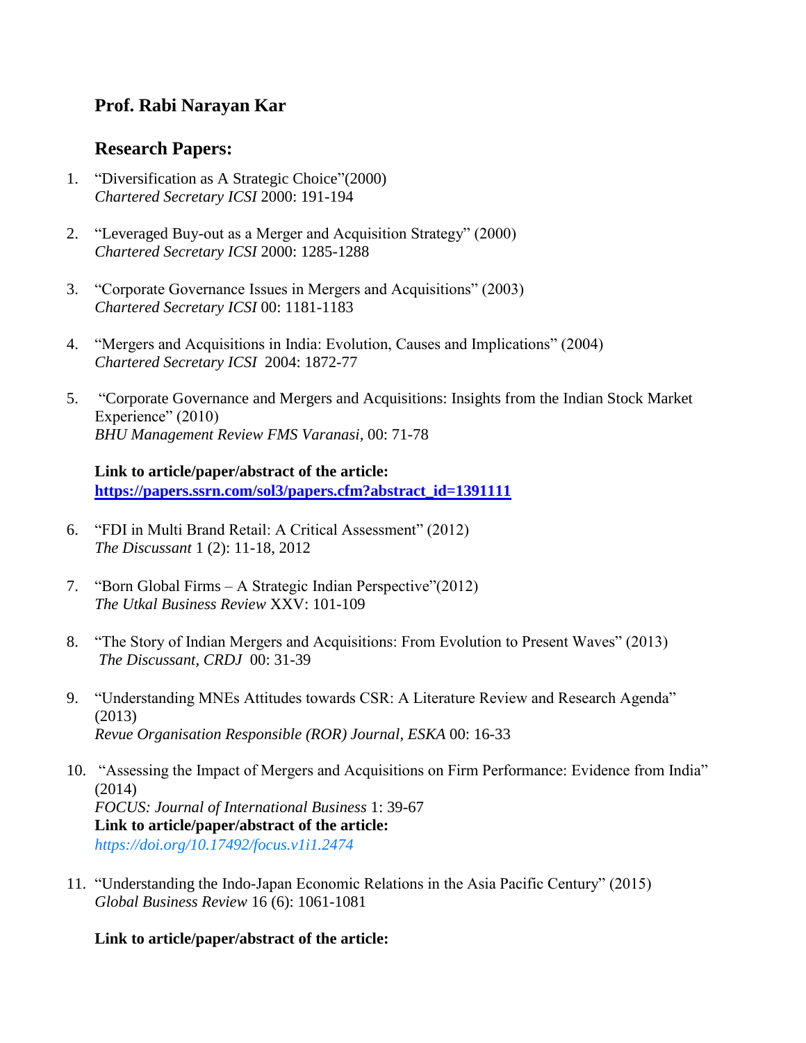## Prof. Rabi Narayan Kar

### Research Papers:

1. "Diversification as A Strategic Choice"(2000)
   *Chartered Secretary ICSI* 2000: 191-194

2. "Leveraged Buy-out as a Merger and Acquisition Strategy" (2000)
   *Chartered Secretary ICSI* 2000: 1285-1288

3. "Corporate Governance Issues in Mergers and Acquisitions" (2003)
   *Chartered Secretary ICSI* 00: 1181-1183

4. "Mergers and Acquisitions in India: Evolution, Causes and Implications" (2004)
   *Chartered Secretary ICSI* 2004: 1872-77

5. "Corporate Governance and Mergers and Acquisitions: Insights from the Indian Stock Market Experience" (2010)
   *BHU Management Review FMS Varanasi*, 00: 71-78

   **Link to article/paper/abstract of the article:**
   **https://papers.ssrn.com/sol3/papers.cfm?abstract_id=1391111**

6. "FDI in Multi Brand Retail: A Critical Assessment" (2012)
   *The Discussant* 1 (2): 11-18, 2012

7. "Born Global Firms – A Strategic Indian Perspective"(2012)
   *The Utkal Business Review* XXV: 101-109

8. "The Story of Indian Mergers and Acquisitions: From Evolution to Present Waves" (2013)
   *The Discussant, CRDJ* 00: 31-39

9. "Understanding MNEs Attitudes towards CSR: A Literature Review and Research Agenda" (2013)
   *Revue Organisation Responsible (ROR) Journal, ESKA* 00: 16-33

10. "Assessing the Impact of Mergers and Acquisitions on Firm Performance: Evidence from India" (2014)
    *FOCUS: Journal of International Business* 1: 39-67
    **Link to article/paper/abstract of the article:**
    *https://doi.org/10.17492/focus.v1i1.2474*

11. "Understanding the Indo-Japan Economic Relations in the Asia Pacific Century" (2015)
    *Global Business Review* 16 (6): 1061-1081

    **Link to article/paper/abstract of the article:**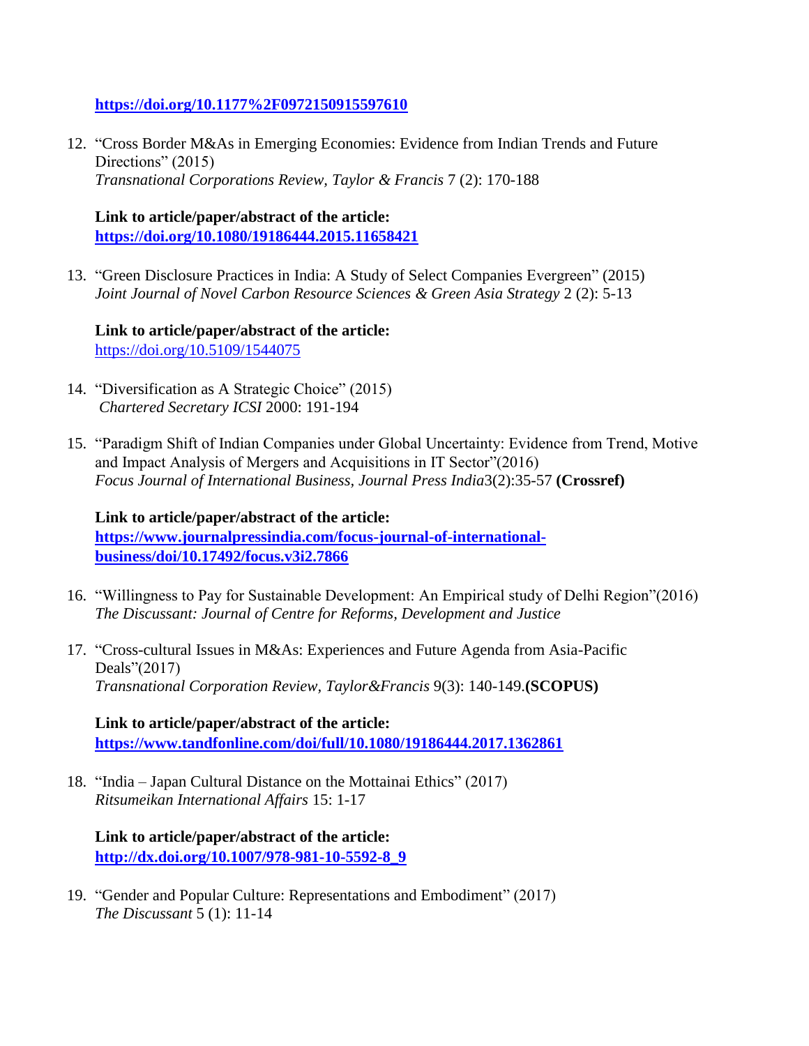**https://doi.org/10.1177%2F0972150915597610**

12. "Cross Border M&As in Emerging Economies: Evidence from Indian Trends and Future Directions" (2015)
    *Transnational Corporations Review, Taylor & Francis* 7 (2): 170-188

    **Link to article/paper/abstract of the article:**
    **https://doi.org/10.1080/19186444.2015.11658421**

13. "Green Disclosure Practices in India: A Study of Select Companies Evergreen" (2015)
    *Joint Journal of Novel Carbon Resource Sciences & Green Asia Strategy* 2 (2): 5-13

    **Link to article/paper/abstract of the article:**
    https://doi.org/10.5109/1544075

14. "Diversification as A Strategic Choice" (2015)
    *Chartered Secretary ICSI* 2000: 191-194

15. "Paradigm Shift of Indian Companies under Global Uncertainty: Evidence from Trend, Motive and Impact Analysis of Mergers and Acquisitions in IT Sector"(2016)
    *Focus Journal of International Business, Journal Press India*3(2):35-57 **(Crossref)**

    **Link to article/paper/abstract of the article:**
    **https://www.journalpressindia.com/focus-journal-of-international-business/doi/10.17492/focus.v3i2.7866**

16. "Willingness to Pay for Sustainable Development: An Empirical study of Delhi Region"(2016)
    *The Discussant: Journal of Centre for Reforms, Development and Justice*

17. "Cross-cultural Issues in M&As: Experiences and Future Agenda from Asia-Pacific Deals"(2017)
    *Transnational Corporation Review, Taylor&Francis* 9(3): 140-149.**(SCOPUS)**

    **Link to article/paper/abstract of the article:**
    **https://www.tandfonline.com/doi/full/10.1080/19186444.2017.1362861**

18. "India – Japan Cultural Distance on the Mottainai Ethics" (2017)
    *Ritsumeikan International Affairs* 15: 1-17

    **Link to article/paper/abstract of the article:**
    **http://dx.doi.org/10.1007/978-981-10-5592-8_9**

19. "Gender and Popular Culture: Representations and Embodiment" (2017)
    *The Discussant* 5 (1): 11-14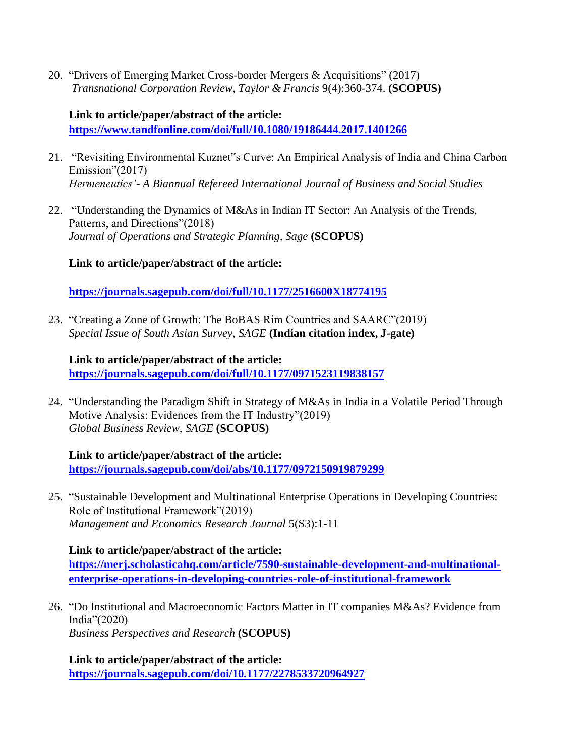20. "Drivers of Emerging Market Cross-border Mergers & Acquisitions" (2017) *Transnational Corporation Review, Taylor & Francis* 9(4):360-374. **(SCOPUS)**

    **Link to article/paper/abstract of the article:**
    **https://www.tandfonline.com/doi/full/10.1080/19186444.2017.1401266**

21. "Revisiting Environmental Kuznet"s Curve: An Empirical Analysis of India and China Carbon Emission"(2017)
    *Hermeneutics'- A Biannual Refereed International Journal of Business and Social Studies*

22. "Understanding the Dynamics of M&As in Indian IT Sector: An Analysis of the Trends, Patterns, and Directions"(2018)
    *Journal of Operations and Strategic Planning, Sage* **(SCOPUS)**

    **Link to article/paper/abstract of the article:**

    **https://journals.sagepub.com/doi/full/10.1177/2516600X18774195**

23. "Creating a Zone of Growth: The BoBAS Rim Countries and SAARC"(2019)
    *Special Issue of South Asian Survey, SAGE* **(Indian citation index, J-gate)**

    **Link to article/paper/abstract of the article:**
    **https://journals.sagepub.com/doi/full/10.1177/0971523119838157**

24. "Understanding the Paradigm Shift in Strategy of M&As in India in a Volatile Period Through Motive Analysis: Evidences from the IT Industry"(2019)
    *Global Business Review, SAGE* **(SCOPUS)**

    **Link to article/paper/abstract of the article:**
    **https://journals.sagepub.com/doi/abs/10.1177/0972150919879299**

25. "Sustainable Development and Multinational Enterprise Operations in Developing Countries: Role of Institutional Framework"(2019)
    *Management and Economics Research Journal* 5(S3):1-11

    **Link to article/paper/abstract of the article:**
    **https://merj.scholasticahq.com/article/7590-sustainable-development-and-multinational-enterprise-operations-in-developing-countries-role-of-institutional-framework**

26. "Do Institutional and Macroeconomic Factors Matter in IT companies M&As? Evidence from India"(2020)
    *Business Perspectives and Research* **(SCOPUS)**

    **Link to article/paper/abstract of the article:**
    **https://journals.sagepub.com/doi/10.1177/2278533720964927**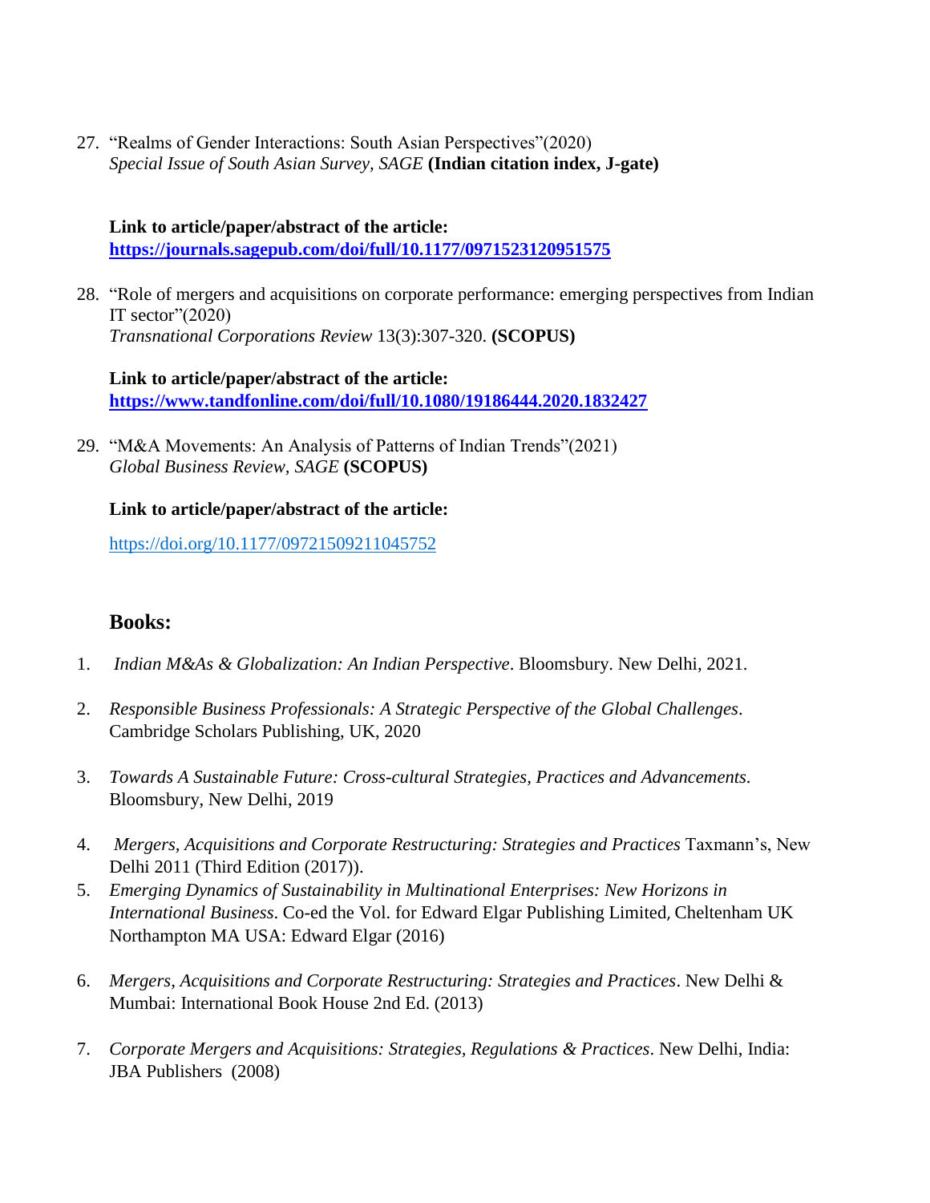27. "Realms of Gender Interactions: South Asian Perspectives"(2020)
    *Special Issue of South Asian Survey, SAGE* **(Indian citation index, J-gate)**

    **Link to article/paper/abstract of the article:**
    **https://journals.sagepub.com/doi/full/10.1177/0971523120951575**

28. "Role of mergers and acquisitions on corporate performance: emerging perspectives from Indian IT sector"(2020)
    *Transnational Corporations Review* 13(3):307-320. **(SCOPUS)**

    **Link to article/paper/abstract of the article:**
    **https://www.tandfonline.com/doi/full/10.1080/19186444.2020.1832427**

29. "M&A Movements: An Analysis of Patterns of Indian Trends"(2021)
    *Global Business Review, SAGE* **(SCOPUS)**

    **Link to article/paper/abstract of the article:**

    https://doi.org/10.1177/09721509211045752

## Books:

1. *Indian M&As & Globalization: An Indian Perspective*. Bloomsbury. New Delhi, 2021.
2. *Responsible Business Professionals: A Strategic Perspective of the Global Challenges*. Cambridge Scholars Publishing, UK, 2020
3. *Towards A Sustainable Future: Cross-cultural Strategies, Practices and Advancements*. Bloomsbury, New Delhi, 2019
4. *Mergers, Acquisitions and Corporate Restructuring: Strategies and Practices* Taxmann's, New Delhi 2011 (Third Edition (2017)).
5. *Emerging Dynamics of Sustainability in Multinational Enterprises: New Horizons in International Business*. Co-ed the Vol. for Edward Elgar Publishing Limited, Cheltenham UK Northampton MA USA: Edward Elgar (2016)
6. *Mergers, Acquisitions and Corporate Restructuring: Strategies and Practices*. New Delhi & Mumbai: International Book House 2nd Ed. (2013)
7. *Corporate Mergers and Acquisitions: Strategies, Regulations & Practices*. New Delhi, India: JBA Publishers (2008)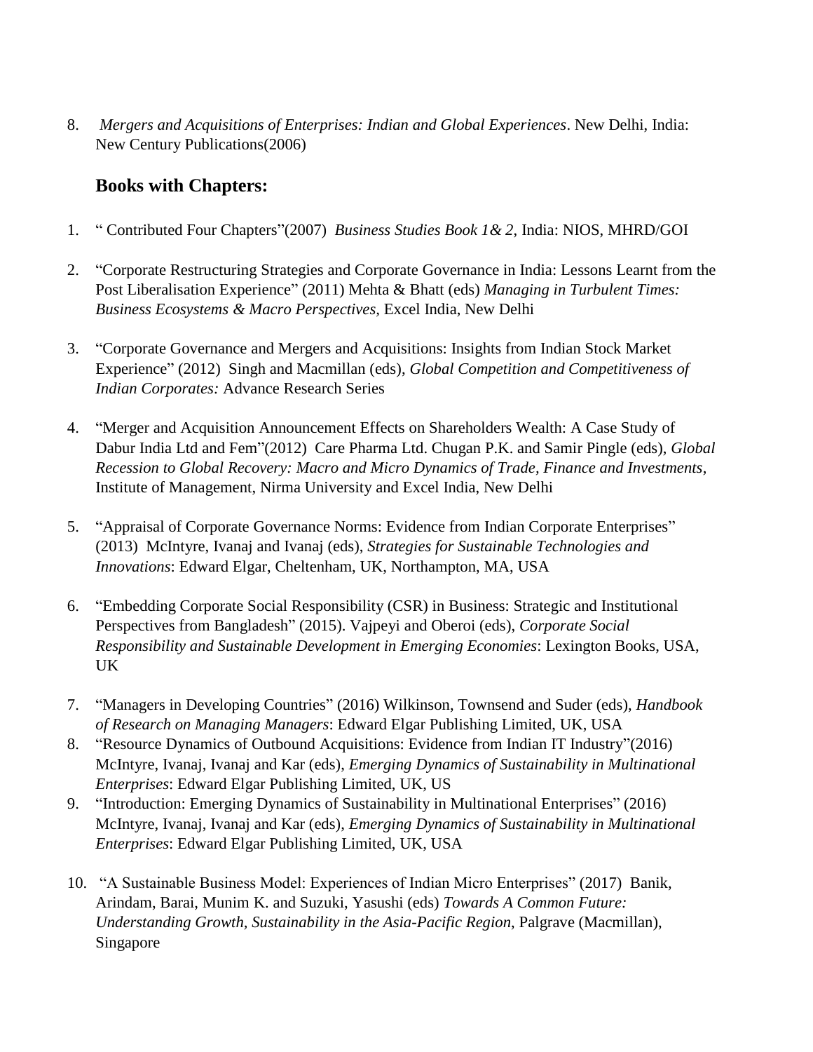8. *Mergers and Acquisitions of Enterprises: Indian and Global Experiences*. New Delhi, India: New Century Publications(2006)

## Books with Chapters:

1. " Contributed Four Chapters"(2007) *Business Studies Book 1& 2*, India: NIOS, MHRD/GOI

2. "Corporate Restructuring Strategies and Corporate Governance in India: Lessons Learnt from the Post Liberalisation Experience" (2011) Mehta & Bhatt (eds) *Managing in Turbulent Times: Business Ecosystems & Macro Perspectives,* Excel India, New Delhi

3. "Corporate Governance and Mergers and Acquisitions: Insights from Indian Stock Market Experience" (2012) Singh and Macmillan (eds), *Global Competition and Competitiveness of Indian Corporates:* Advance Research Series

4. "Merger and Acquisition Announcement Effects on Shareholders Wealth: A Case Study of Dabur India Ltd and Fem"(2012) Care Pharma Ltd. Chugan P.K. and Samir Pingle (eds), *Global Recession to Global Recovery: Macro and Micro Dynamics of Trade, Finance and Investments*, Institute of Management, Nirma University and Excel India, New Delhi

5. "Appraisal of Corporate Governance Norms: Evidence from Indian Corporate Enterprises" (2013) McIntyre, Ivanaj and Ivanaj (eds), *Strategies for Sustainable Technologies and Innovations*: Edward Elgar, Cheltenham, UK, Northampton, MA, USA

6. "Embedding Corporate Social Responsibility (CSR) in Business: Strategic and Institutional Perspectives from Bangladesh" (2015). Vajpeyi and Oberoi (eds), *Corporate Social Responsibility and Sustainable Development in Emerging Economies*: Lexington Books, USA, UK

7. "Managers in Developing Countries" (2016) Wilkinson, Townsend and Suder (eds), *Handbook of Research on Managing Managers*: Edward Elgar Publishing Limited, UK, USA
8. "Resource Dynamics of Outbound Acquisitions: Evidence from Indian IT Industry"(2016) McIntyre, Ivanaj, Ivanaj and Kar (eds), *Emerging Dynamics of Sustainability in Multinational Enterprises*: Edward Elgar Publishing Limited, UK, US
9. "Introduction: Emerging Dynamics of Sustainability in Multinational Enterprises" (2016) McIntyre, Ivanaj, Ivanaj and Kar (eds), *Emerging Dynamics of Sustainability in Multinational Enterprises*: Edward Elgar Publishing Limited, UK, USA

10. "A Sustainable Business Model: Experiences of Indian Micro Enterprises" (2017) Banik, Arindam, Barai, Munim K. and Suzuki, Yasushi (eds) *Towards A Common Future: Understanding Growth, Sustainability in the Asia-Pacific Region*, Palgrave (Macmillan), Singapore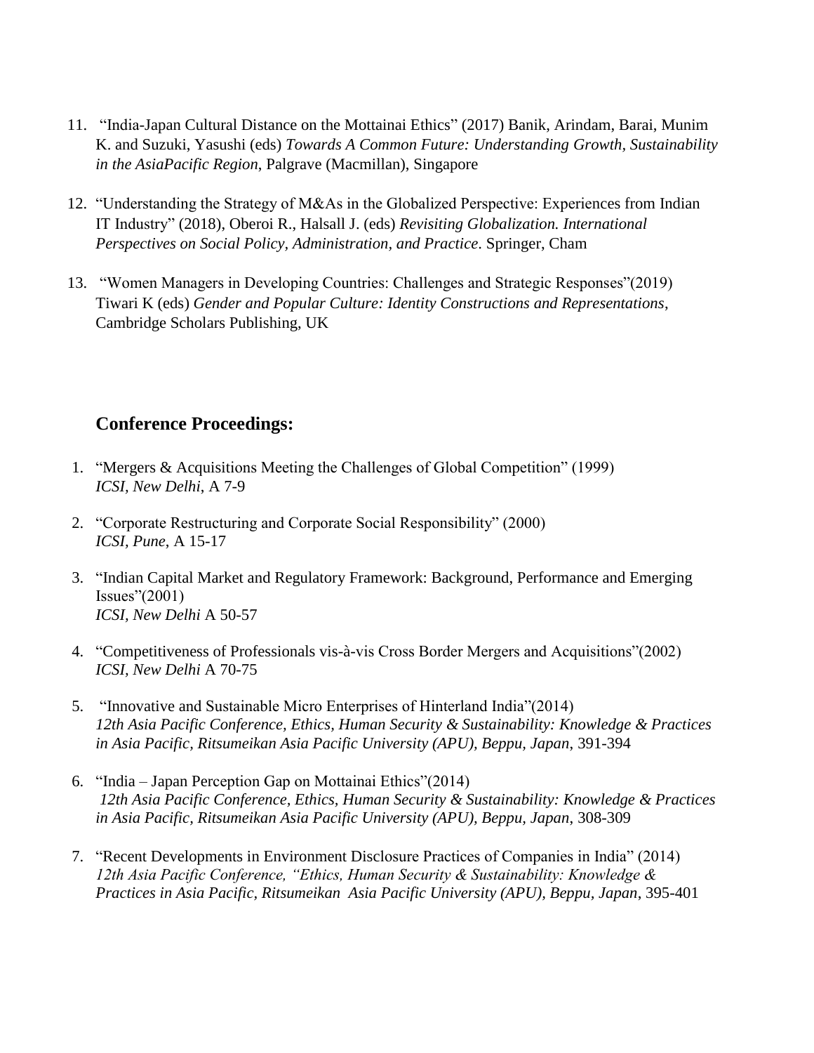11. "India-Japan Cultural Distance on the Mottainai Ethics" (2017) Banik, Arindam, Barai, Munim K. and Suzuki, Yasushi (eds) *Towards A Common Future: Understanding Growth, Sustainability in the AsiaPacific Region*, Palgrave (Macmillan), Singapore

12. "Understanding the Strategy of M&As in the Globalized Perspective: Experiences from Indian IT Industry" (2018), Oberoi R., Halsall J. (eds) *Revisiting Globalization. International Perspectives on Social Policy, Administration, and Practice*. Springer, Cham

13. "Women Managers in Developing Countries: Challenges and Strategic Responses"(2019) Tiwari K (eds) *Gender and Popular Culture: Identity Constructions and Representations*, Cambridge Scholars Publishing, UK

## Conference Proceedings:

1. "Mergers & Acquisitions Meeting the Challenges of Global Competition" (1999) *ICSI, New Delhi*, A 7-9

2. "Corporate Restructuring and Corporate Social Responsibility" (2000) *ICSI, Pune*, A 15-17

3. "Indian Capital Market and Regulatory Framework: Background, Performance and Emerging Issues"(2001) *ICSI, New Delhi* A 50-57

4. "Competitiveness of Professionals vis-à-vis Cross Border Mergers and Acquisitions"(2002) *ICSI, New Delhi* A 70-75

5. "Innovative and Sustainable Micro Enterprises of Hinterland India"(2014) *12th Asia Pacific Conference, Ethics, Human Security & Sustainability: Knowledge & Practices in Asia Pacific, Ritsumeikan Asia Pacific University (APU), Beppu, Japan*, 391-394

6. "India – Japan Perception Gap on Mottainai Ethics"(2014) *12th Asia Pacific Conference, Ethics, Human Security & Sustainability: Knowledge & Practices in Asia Pacific, Ritsumeikan Asia Pacific University (APU), Beppu, Japan*, 308-309

7. "Recent Developments in Environment Disclosure Practices of Companies in India" (2014) *12th Asia Pacific Conference, "Ethics, Human Security & Sustainability: Knowledge & Practices in Asia Pacific, Ritsumeikan Asia Pacific University (APU), Beppu, Japan*, 395-401